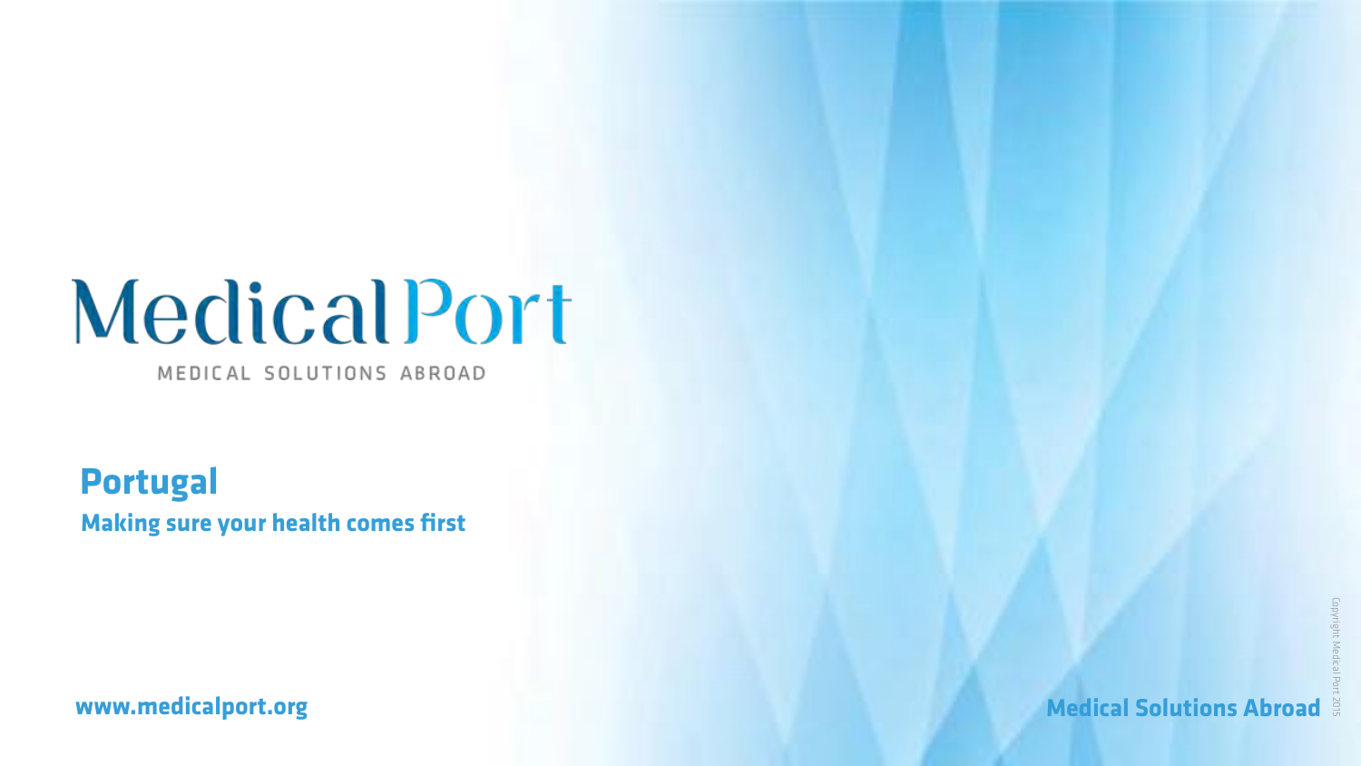# MedicalPort

MEDICAL SOLUTIONS ABROAD

## Portugal

**Making sure your health comes first**

**www.medicalport.org**

**Medical Solutions Abroad**

Copyright Medical Port 2015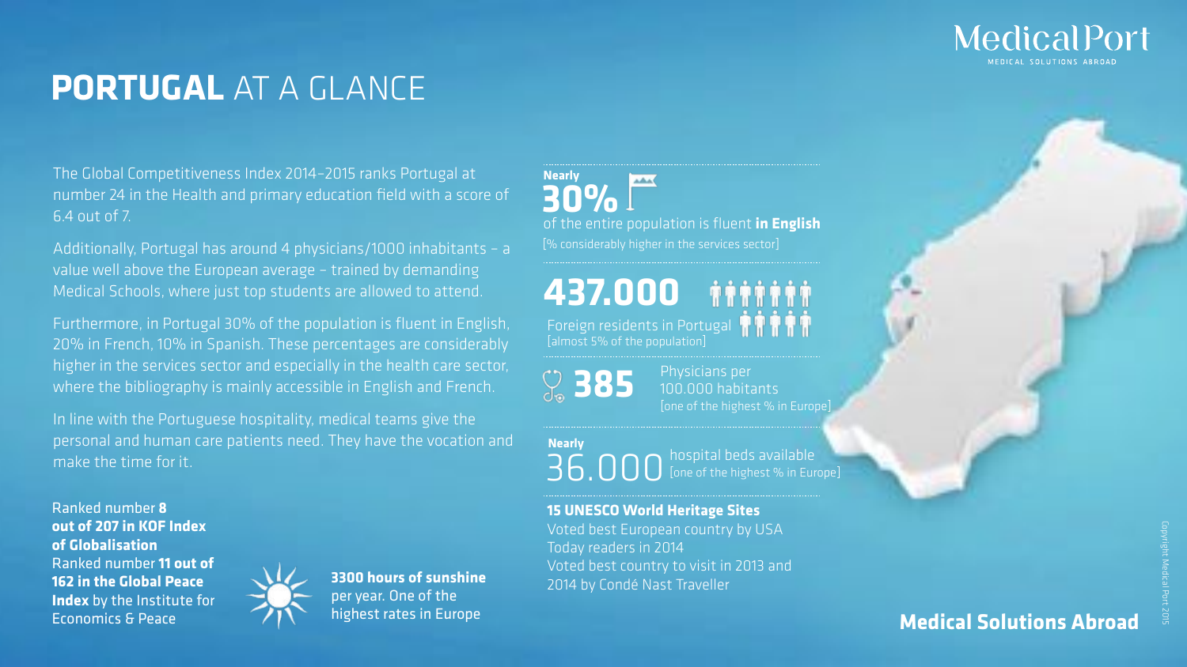# **PORTUGAL** AT A GLANCE

The Global Competitiveness Index 2014–2015 ranks Portugal at number 24 in the Health and primary education field with a score of 6.4 out of 7.

Additionally, Portugal has around 4 physicians/1000 inhabitants – a value well above the European average – trained by demanding Medical Schools, where just top students are allowed to attend.

Furthermore, in Portugal 30% of the population is fluent in English, 20% in French, 10% in Spanish. These percentages are considerably higher in the services sector and especially in the health care sector, where the bibliography is mainly accessible in English and French.

In line with the Portuguese hospitality, medical teams give the personal and human care patients need. They have the vocation and make the time for it.

Ranked number **8 out of 207 in KOF Index of Globalisation**
Ranked number **11 out of 162 in the Global Peace Index** by the Institute for Economics & Peace

**3300 hours of sunshine** per year. One of the highest rates in Europe

**Nearly 30%** of the entire population is fluent **in English**
[% considerably higher in the services sector]

**437.000** Foreign residents in Portugal
[almost 5% of the population]

**385** Physicians per 100.000 habitants
[one of the highest % in Europe]

**Nearly** 36.000 hospital beds available
[one of the highest % in Europe]

**15 UNESCO World Heritage Sites**
Voted best European country by USA Today readers in 2014
Voted best country to visit in 2013 and 2014 by Condé Nast Traveller

**Medical Solutions Abroad**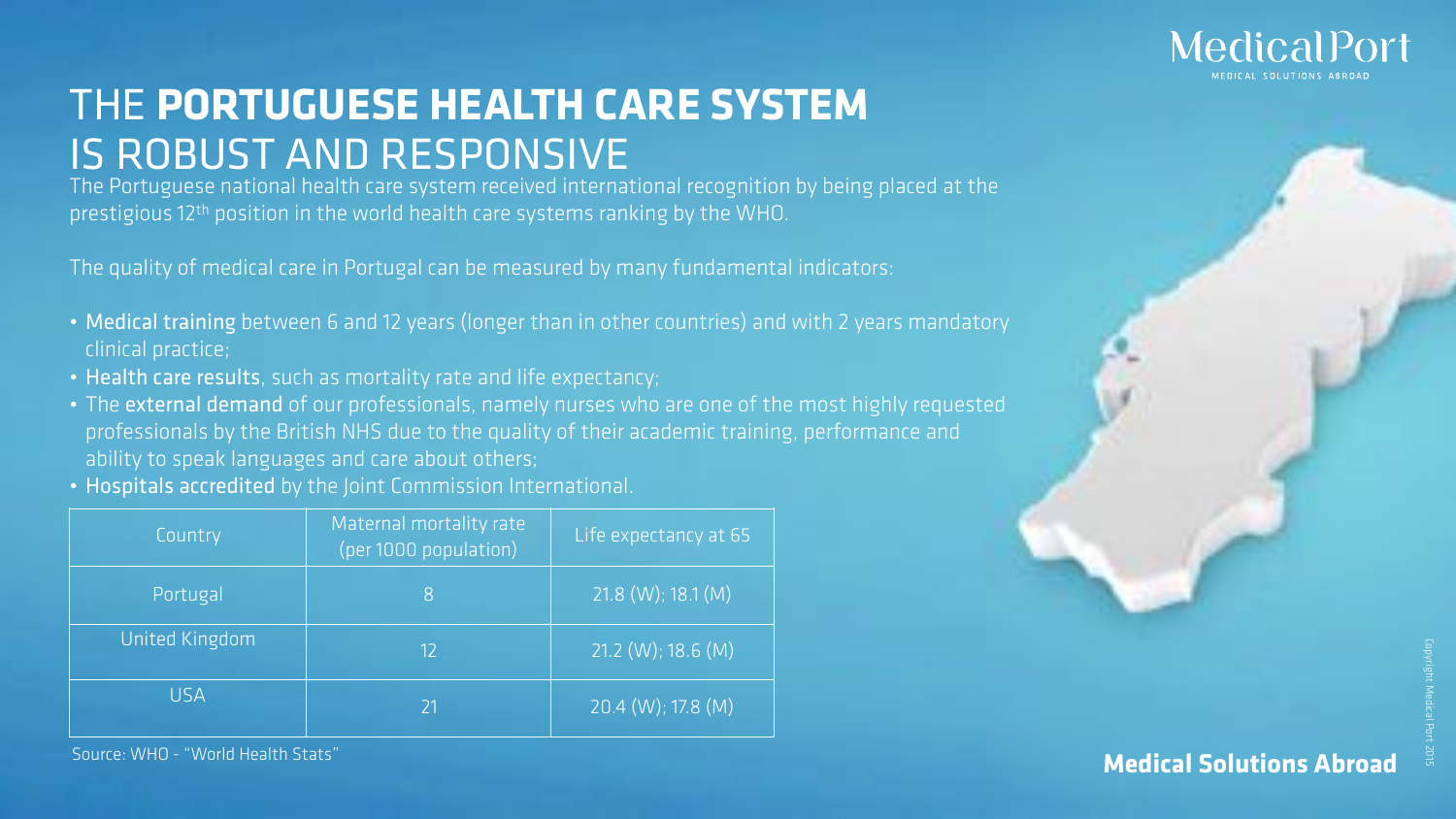# THE **PORTUGUESE HEALTH CARE SYSTEM** IS ROBUST AND RESPONSIVE

The Portuguese national health care system received international recognition by being placed at the prestigious 12th position in the world health care systems ranking by the WHO.

The quality of medical care in Portugal can be measured by many fundamental indicators:

- Medical training between 6 and 12 years (longer than in other countries) and with 2 years mandatory clinical practice;
- Health care results, such as mortality rate and life expectancy;
- The external demand of our professionals, namely nurses who are one of the most highly requested professionals by the British NHS due to the quality of their academic training, performance and ability to speak languages and care about others;
- Hospitals accredited by the Joint Commission International.

| Country | Maternal mortality rate (per 1000 population) | Life expectancy at 65 |
| --- | --- | --- |
| Portugal | 8 | 21.8 (W); 18.1 (M) |
| United Kingdom | 12 | 21.2 (W); 18.6 (M) |
| USA | 21 | 20.4 (W); 17.8 (M) |

Source: WHO - "World Health Stats"

**Medical Solutions Abroad**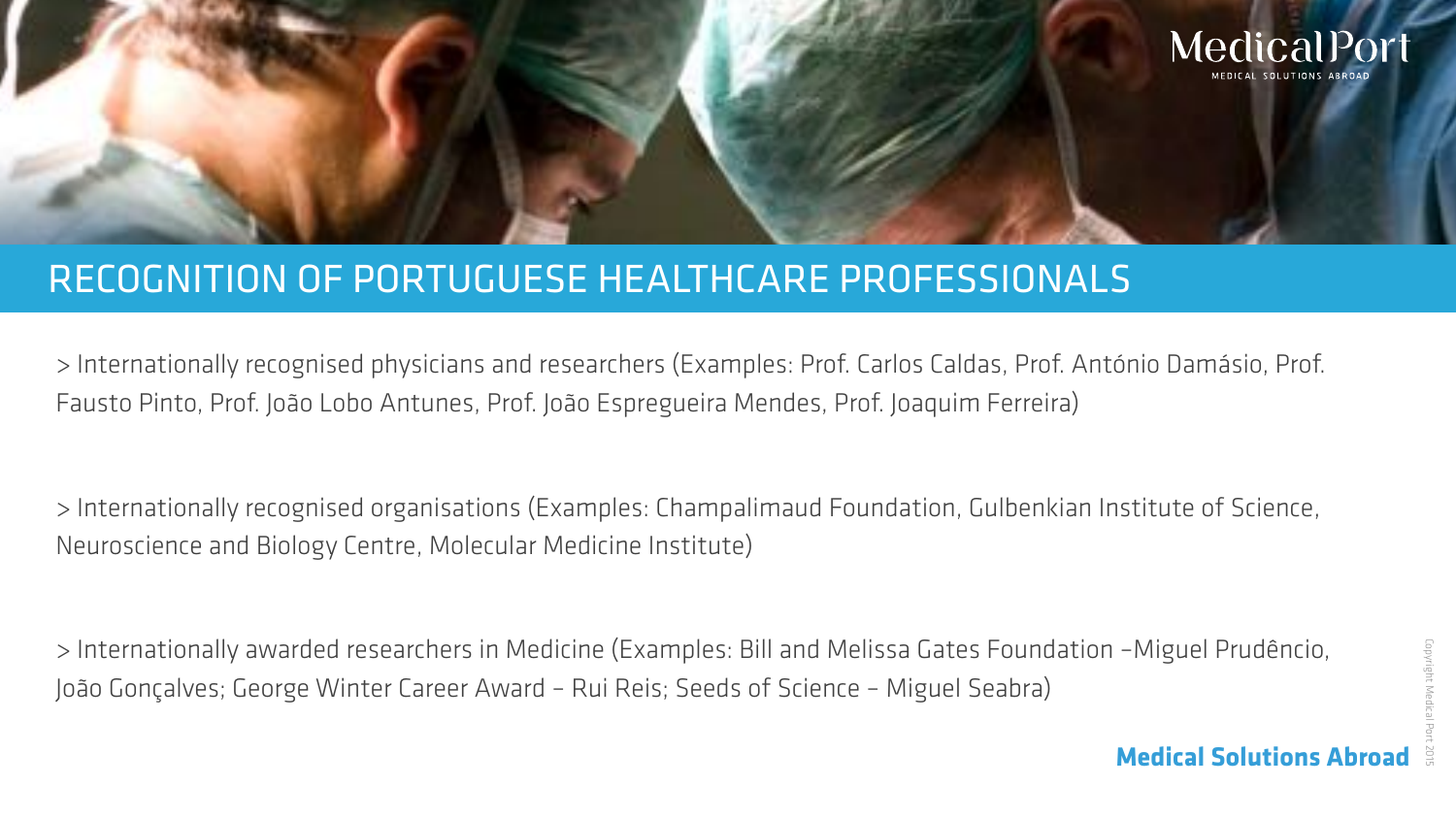# RECOGNITION OF PORTUGUESE HEALTHCARE PROFESSIONALS

> Internationally recognised physicians and researchers (Examples: Prof. Carlos Caldas, Prof. António Damásio, Prof. Fausto Pinto, Prof. João Lobo Antunes, Prof. João Espregueira Mendes, Prof. Joaquim Ferreira)

> Internationally recognised organisations (Examples: Champalimaud Foundation, Gulbenkian Institute of Science, Neuroscience and Biology Centre, Molecular Medicine Institute)

> Internationally awarded researchers in Medicine (Examples: Bill and Melissa Gates Foundation –Miguel Prudêncio, João Gonçalves; George Winter Career Award – Rui Reis; Seeds of Science – Miguel Seabra)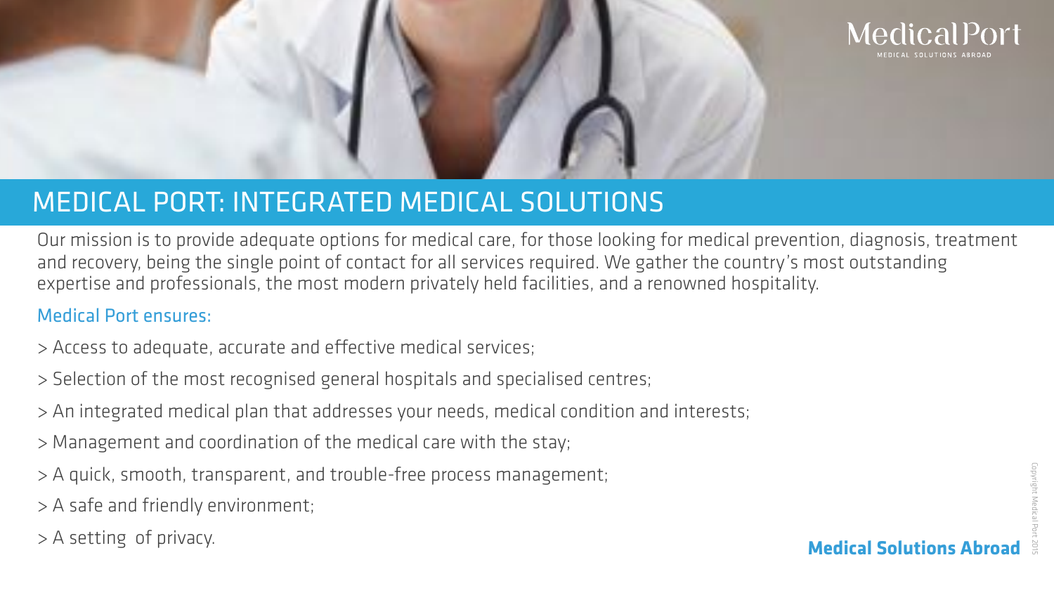# MEDICAL PORT: INTEGRATED MEDICAL SOLUTIONS

Our mission is to provide adequate options for medical care, for those looking for medical prevention, diagnosis, treatment and recovery, being the single point of contact for all services required. We gather the country's most outstanding expertise and professionals, the most modern privately held facilities, and a renowned hospitality.

## Medical Port ensures:

> Access to adequate, accurate and effective medical services;

> Selection of the most recognised general hospitals and specialised centres;

> An integrated medical plan that addresses your needs, medical condition and interests;

> Management and coordination of the medical care with the stay;

> A quick, smooth, transparent, and trouble-free process management;

> A safe and friendly environment;

> A setting of privacy.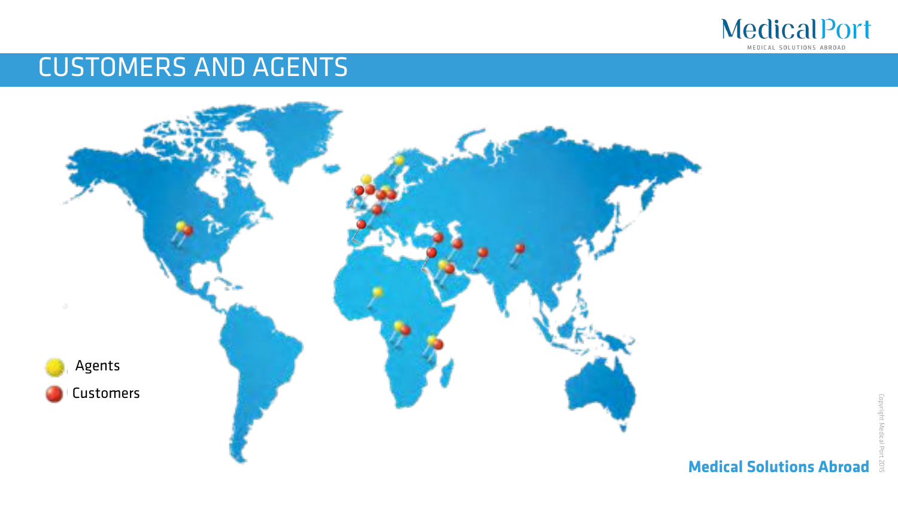# CUSTOMERS AND AGENTS

Agents

Customers

**Medical Solutions Abroad**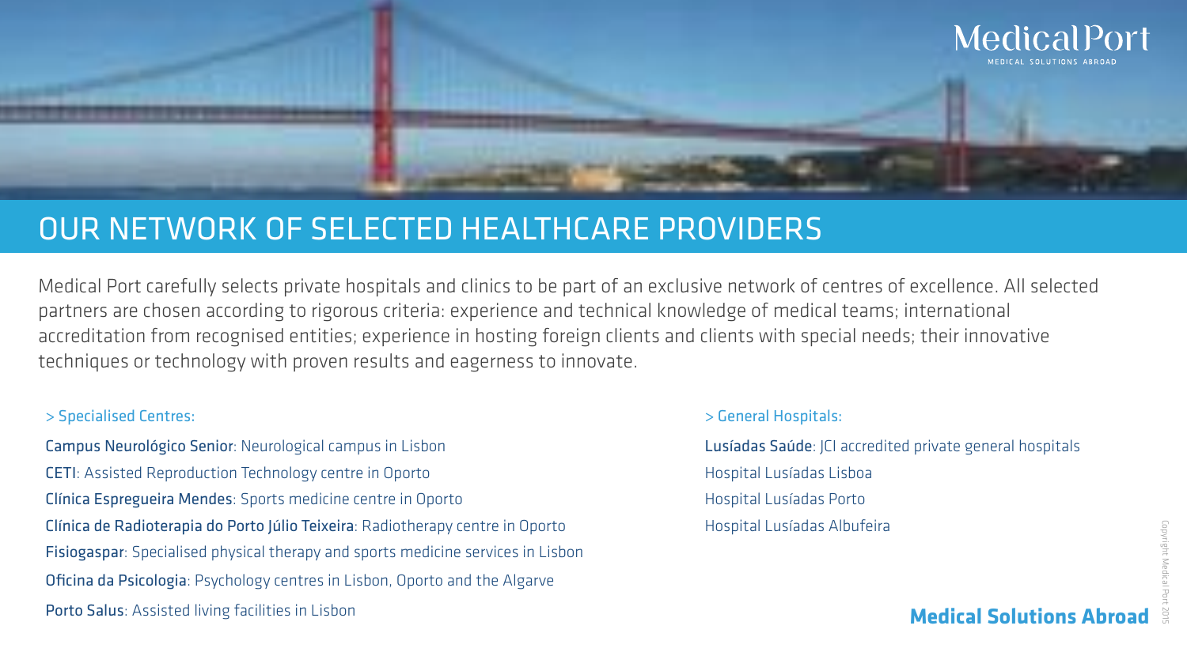# OUR NETWORK OF SELECTED HEALTHCARE PROVIDERS

Medical Port carefully selects private hospitals and clinics to be part of an exclusive network of centres of excellence. All selected partners are chosen according to rigorous criteria: experience and technical knowledge of medical teams; international accreditation from recognised entities; experience in hosting foreign clients and clients with special needs; their innovative techniques or technology with proven results and eagerness to innovate.

### > Specialised Centres:

**Campus Neurológico Senior**: Neurological campus in Lisbon

**CETI**: Assisted Reproduction Technology centre in Oporto

**Clínica Espregueira Mendes**: Sports medicine centre in Oporto

**Clínica de Radioterapia do Porto Júlio Teixeira**: Radiotherapy centre in Oporto

**Fisiogaspar**: Specialised physical therapy and sports medicine services in Lisbon

**Oficina da Psicologia**: Psychology centres in Lisbon, Oporto and the Algarve

**Porto Salus**: Assisted living facilities in Lisbon

### > General Hospitals:

**Lusíadas Saúde**: JCI accredited private general hospitals

Hospital Lusíadas Lisboa

Hospital Lusíadas Porto

Hospital Lusíadas Albufeira

**Medical Solutions Abroad**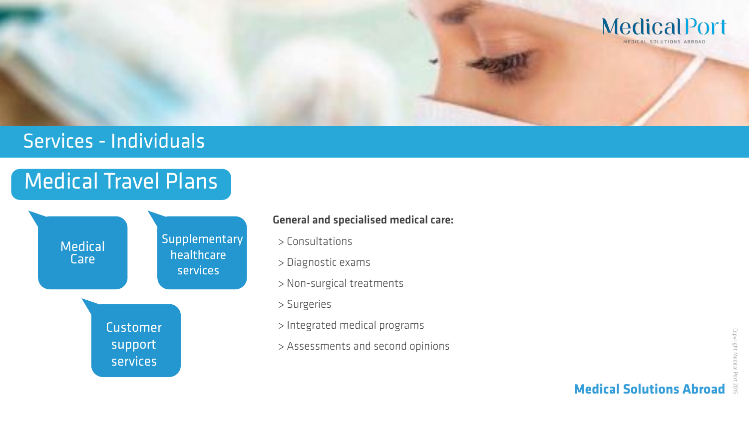## Services - Individuals

### Medical Travel Plans

Medical Care

Supplementary healthcare services

Customer support services

**General and specialised medical care:**

> Consultations

> Diagnostic exams

> Non-surgical treatments

> Surgeries

> Integrated medical programs

> Assessments and second opinions

**Medical Solutions Abroad**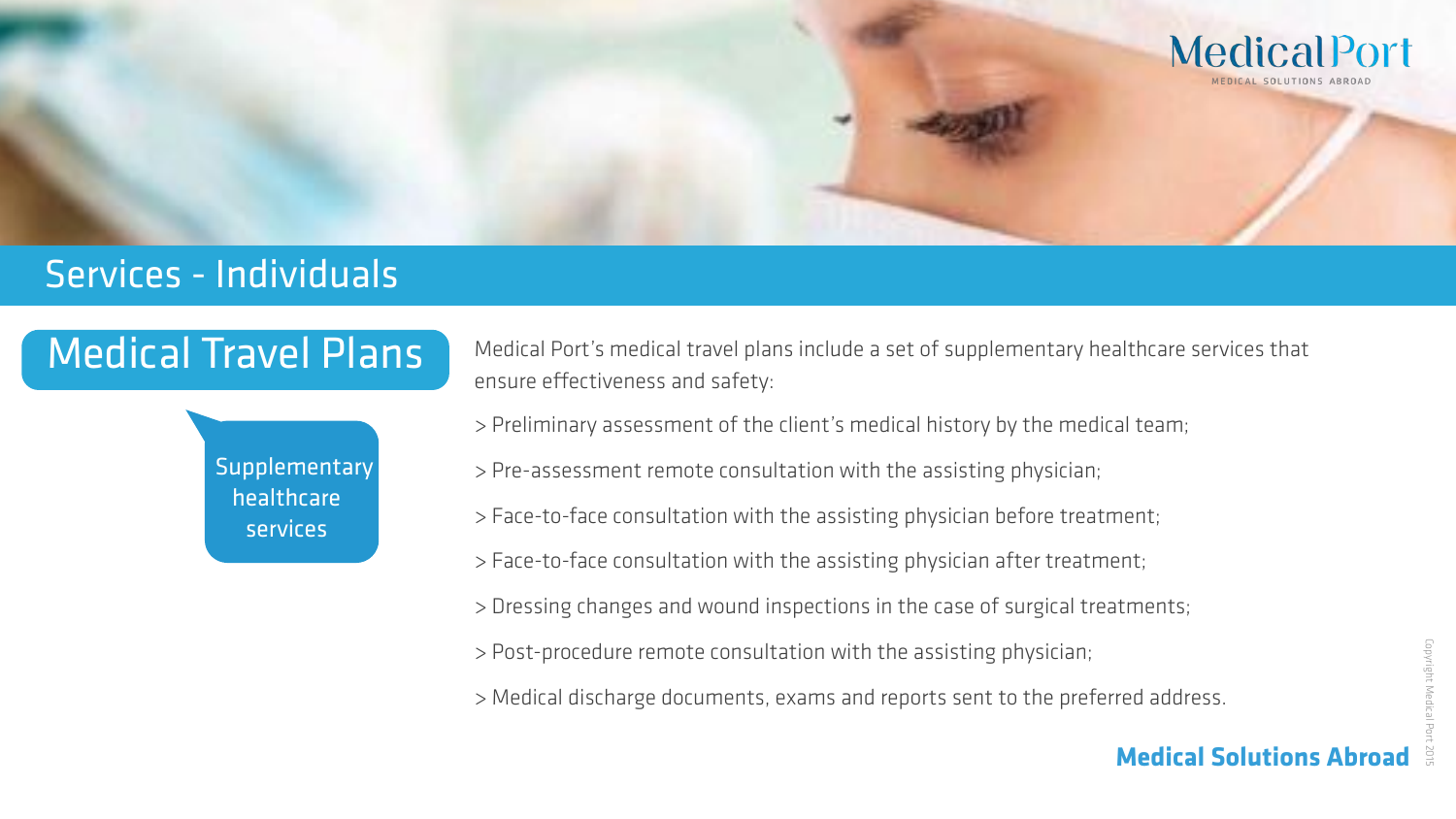## Services - Individuals

### Medical Travel Plans

Supplementary healthcare services

Medical Port's medical travel plans include a set of supplementary healthcare services that ensure effectiveness and safety:

> Preliminary assessment of the client's medical history by the medical team;

> Pre-assessment remote consultation with the assisting physician;

> Face-to-face consultation with the assisting physician before treatment;

> Face-to-face consultation with the assisting physician after treatment;

> Dressing changes and wound inspections in the case of surgical treatments;

> Post-procedure remote consultation with the assisting physician;

> Medical discharge documents, exams and reports sent to the preferred address.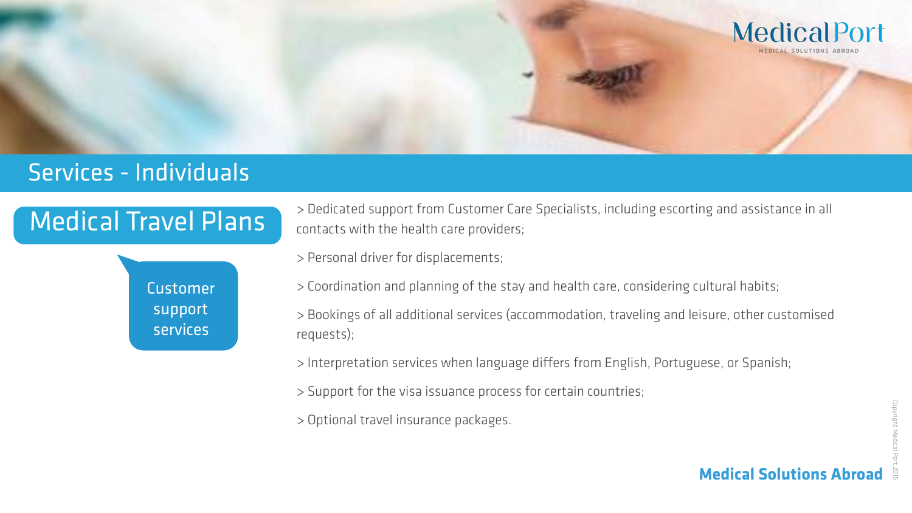# Services - Individuals

## Medical Travel Plans

### Customer support services

> Dedicated support from Customer Care Specialists, including escorting and assistance in all contacts with the health care providers;

> Personal driver for displacements;

> Coordination and planning of the stay and health care, considering cultural habits;

> Bookings of all additional services (accommodation, traveling and leisure, other customised requests);

> Interpretation services when language differs from English, Portuguese, or Spanish;

> Support for the visa issuance process for certain countries;

> Optional travel insurance packages.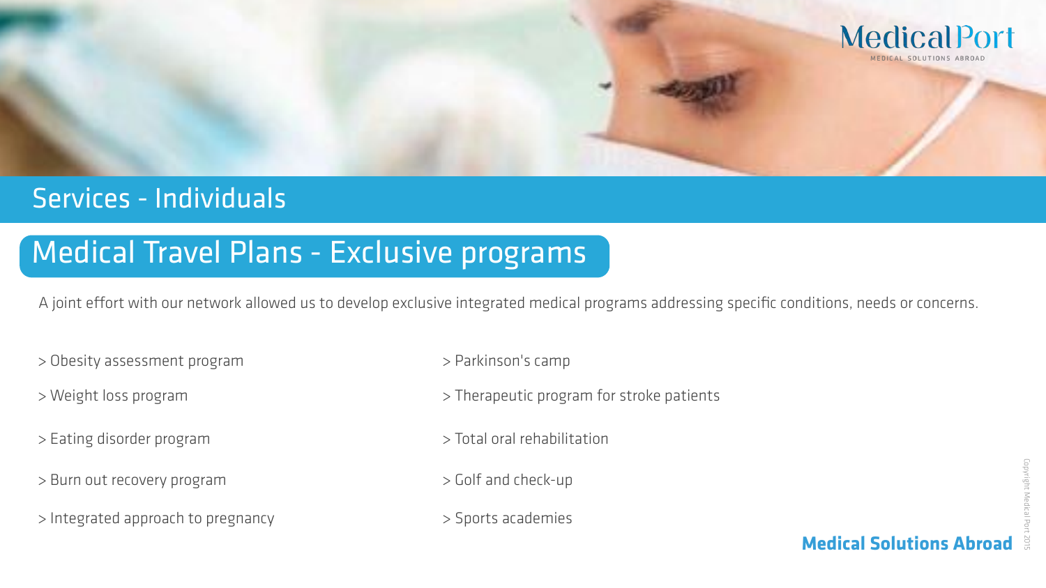## Services - Individuals

# Medical Travel Plans - Exclusive programs

A joint effort with our network allowed us to develop exclusive integrated medical programs addressing specific conditions, needs or concerns.

> Obesity assessment program

> Weight loss program

> Eating disorder program

> Burn out recovery program

> Integrated approach to pregnancy

> Parkinson's camp

> Therapeutic program for stroke patients

> Total oral rehabilitation

> Golf and check-up

> Sports academies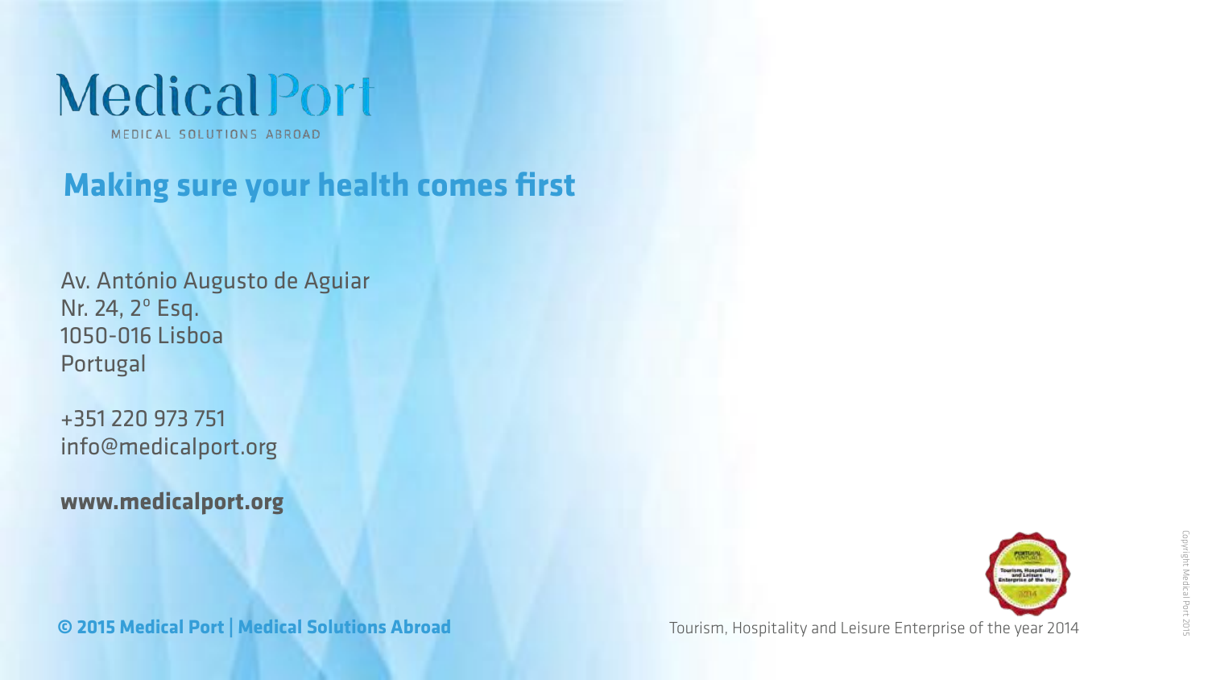# MedicalPort

MEDICAL SOLUTIONS ABROAD

## Making sure your health comes first

Av. António Augusto de Aguiar
Nr. 24, 2º Esq.
1050-016 Lisboa
Portugal

+351 220 973 751
info@medicalport.org

**www.medicalport.org**

**© 2015 Medical Port | Medical Solutions Abroad**

Tourism, Hospitality and Leisure Enterprise of the year 2014

Copyright Medical Port 2015